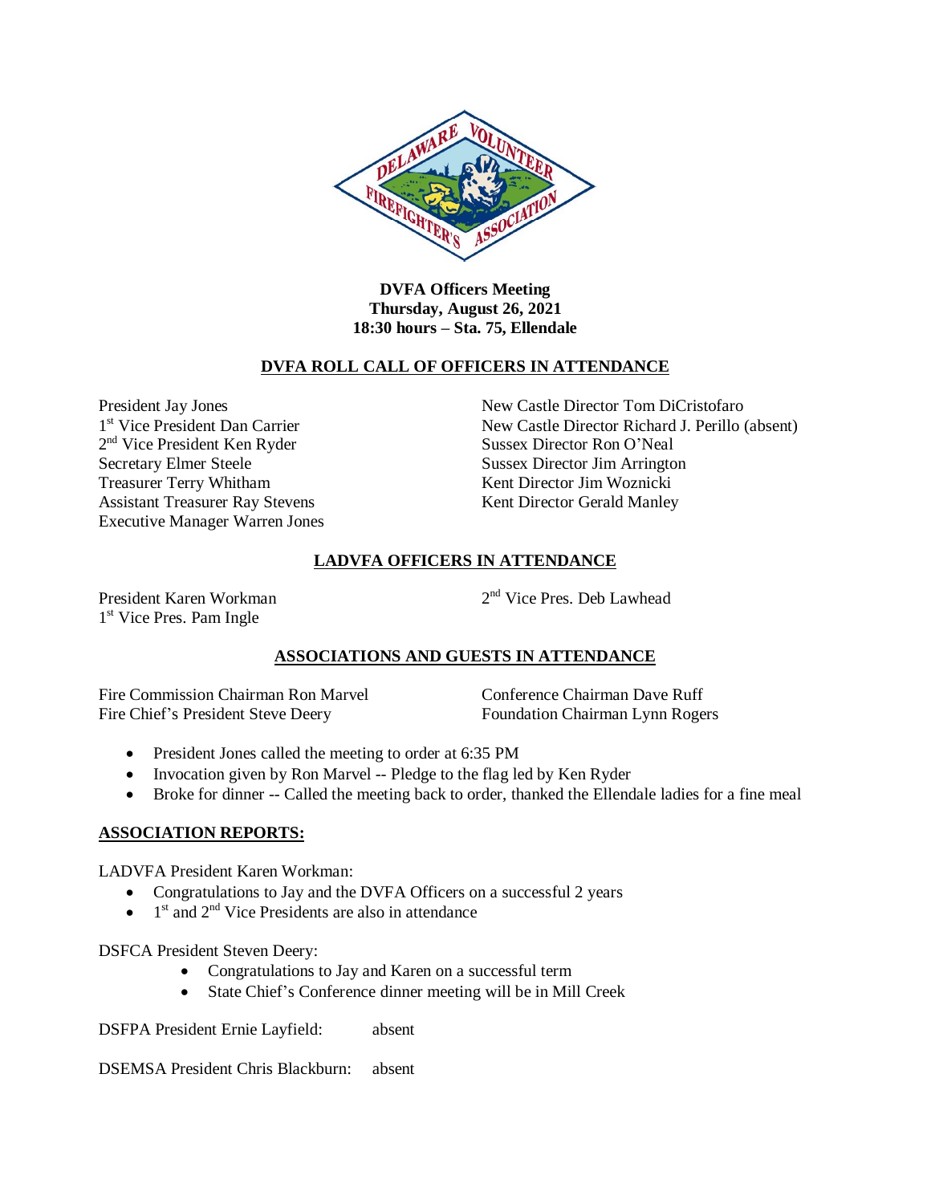**DVFA Officers Meeting**
**Thursday, August 26, 2021**
**18:30 hours – Sta. 75, Ellendale**

## DVFA ROLL CALL OF OFFICERS IN ATTENDANCE

President Jay Jones
1st Vice President Dan Carrier
2nd Vice President Ken Ryder
Secretary Elmer Steele
Treasurer Terry Whitham
Assistant Treasurer Ray Stevens
Executive Manager Warren Jones

New Castle Director Tom DiCristofaro
New Castle Director Richard J. Perillo (absent)
Sussex Director Ron O'Neal
Sussex Director Jim Arrington
Kent Director Jim Woznicki
Kent Director Gerald Manley

## LADVFA OFFICERS IN ATTENDANCE

President Karen Workman
1st Vice Pres. Pam Ingle
2nd Vice Pres. Deb Lawhead

## ASSOCIATIONS AND GUESTS IN ATTENDANCE

Fire Commission Chairman Ron Marvel
Fire Chief's President Steve Deery
Conference Chairman Dave Ruff
Foundation Chairman Lynn Rogers

- President Jones called the meeting to order at 6:35 PM
- Invocation given by Ron Marvel -- Pledge to the flag led by Ken Ryder
- Broke for dinner -- Called the meeting back to order, thanked the Ellendale ladies for a fine meal

## ASSOCIATION REPORTS:

LADVFA President Karen Workman:

- Congratulations to Jay and the DVFA Officers on a successful 2 years
- 1st and 2nd Vice Presidents are also in attendance

DSFCA President Steven Deery:

- Congratulations to Jay and Karen on a successful term
- State Chief's Conference dinner meeting will be in Mill Creek

DSFPA President Ernie Layfield: absent

DSEMSA President Chris Blackburn: absent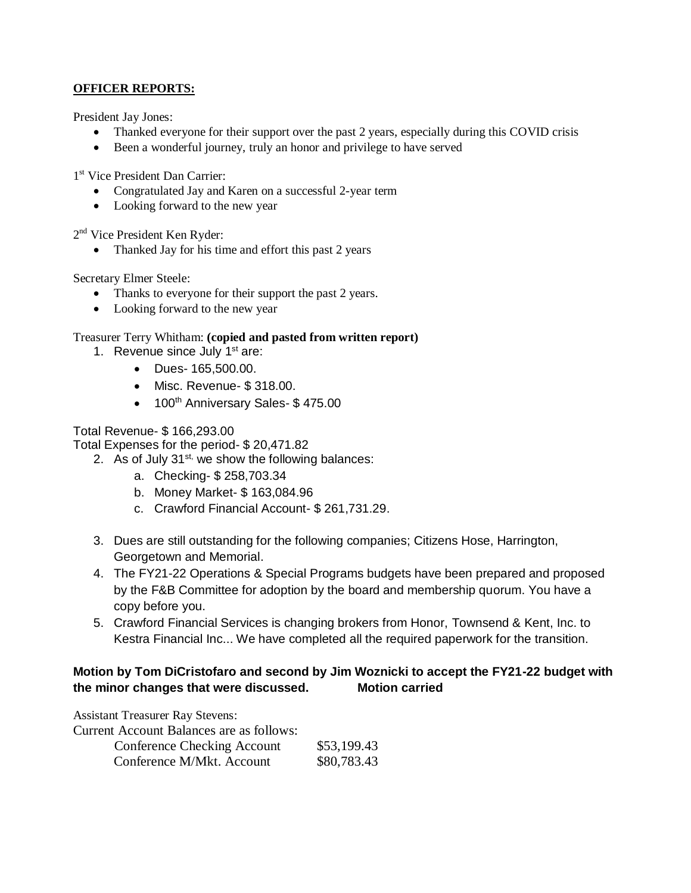**OFFICER REPORTS:**

President Jay Jones:

- Thanked everyone for their support over the past 2 years, especially during this COVID crisis
- Been a wonderful journey, truly an honor and privilege to have served

1st Vice President Dan Carrier:

- Congratulated Jay and Karen on a successful 2-year term
- Looking forward to the new year

2nd Vice President Ken Ryder:

- Thanked Jay for his time and effort this past 2 years

Secretary Elmer Steele:

- Thanks to everyone for their support the past 2 years.
- Looking forward to the new year

Treasurer Terry Whitham: **(copied and pasted from written report)**

1. Revenue since July 1st are:
   - Dues- 165,500.00.
   - Misc. Revenue- $ 318.00.
   - 100th Anniversary Sales- $ 475.00

Total Revenue- $ 166,293.00
Total Expenses for the period- $ 20,471.82

2. As of July 31st, we show the following balances:
   a. Checking- $ 258,703.34
   b. Money Market- $ 163,084.96
   c. Crawford Financial Account- $ 261,731.29.
3. Dues are still outstanding for the following companies; Citizens Hose, Harrington, Georgetown and Memorial.
4. The FY21-22 Operations & Special Programs budgets have been prepared and proposed by the F&B Committee for adoption by the board and membership quorum. You have a copy before you.
5. Crawford Financial Services is changing brokers from Honor, Townsend & Kent, Inc. to Kestra Financial Inc... We have completed all the required paperwork for the transition.

**Motion by Tom DiCristofaro and second by Jim Woznicki to accept the FY21-22 budget with the minor changes that were discussed. Motion carried**

Assistant Treasurer Ray Stevens:
Current Account Balances are as follows:

| | |
|---|---|
| Conference Checking Account | $53,199.43 |
| Conference M/Mkt. Account | $80,783.43 |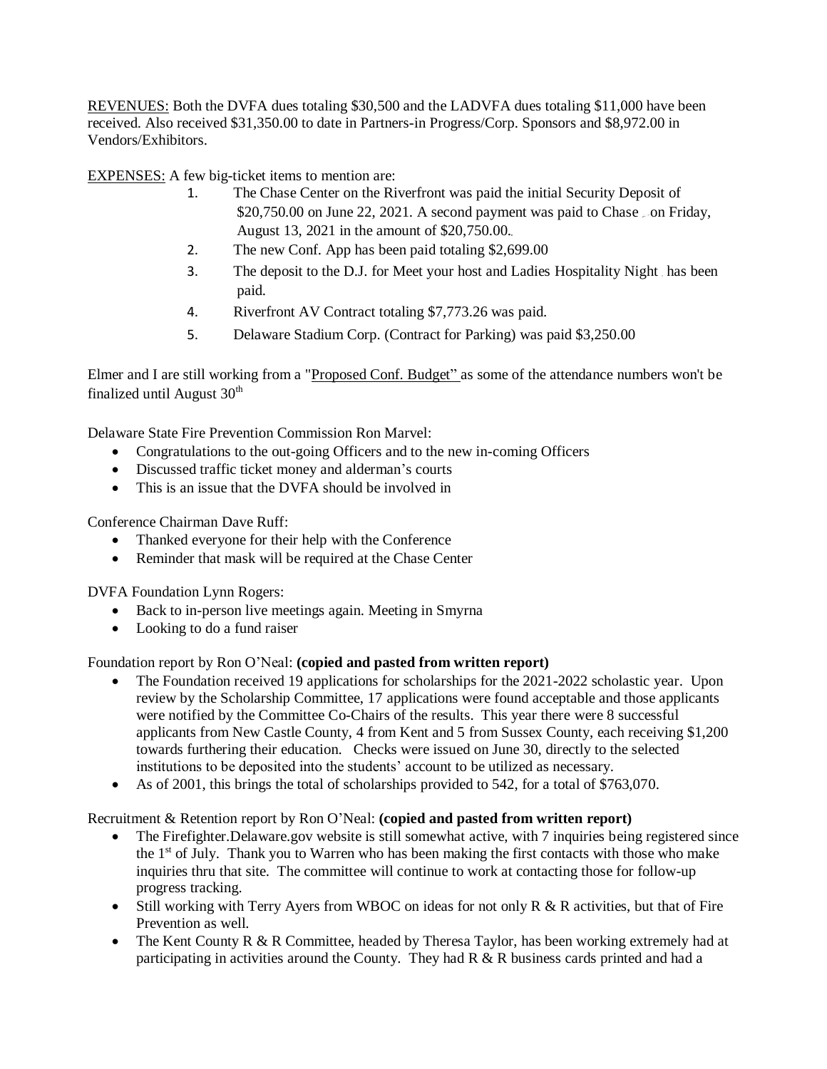REVENUES: Both the DVFA dues totaling $30,500 and the LADVFA dues totaling $11,000 have been received. Also received $31,350.00 to date in Partners-in Progress/Corp. Sponsors and $8,972.00 in Vendors/Exhibitors.

EXPENSES: A few big-ticket items to mention are:

1. The Chase Center on the Riverfront was paid the initial Security Deposit of $20,750.00 on June 22, 2021. A second payment was paid to Chase on Friday, August 13, 2021 in the amount of $20,750.00.
2. The new Conf. App has been paid totaling $2,699.00
3. The deposit to the D.J. for Meet your host and Ladies Hospitality Night has been paid.
4. Riverfront AV Contract totaling $7,773.26 was paid.
5. Delaware Stadium Corp. (Contract for Parking) was paid $3,250.00

Elmer and I are still working from a "Proposed Conf. Budget" as some of the attendance numbers won't be finalized until August 30th

Delaware State Fire Prevention Commission Ron Marvel:

- Congratulations to the out-going Officers and to the new in-coming Officers
- Discussed traffic ticket money and alderman's courts
- This is an issue that the DVFA should be involved in

Conference Chairman Dave Ruff:

- Thanked everyone for their help with the Conference
- Reminder that mask will be required at the Chase Center

DVFA Foundation Lynn Rogers:

- Back to in-person live meetings again. Meeting in Smyrna
- Looking to do a fund raiser

Foundation report by Ron O'Neal: **(copied and pasted from written report)**

- The Foundation received 19 applications for scholarships for the 2021-2022 scholastic year. Upon review by the Scholarship Committee, 17 applications were found acceptable and those applicants were notified by the Committee Co-Chairs of the results. This year there were 8 successful applicants from New Castle County, 4 from Kent and 5 from Sussex County, each receiving $1,200 towards furthering their education. Checks were issued on June 30, directly to the selected institutions to be deposited into the students' account to be utilized as necessary.
- As of 2001, this brings the total of scholarships provided to 542, for a total of $763,070.

Recruitment & Retention report by Ron O'Neal: **(copied and pasted from written report)**

- The Firefighter.Delaware.gov website is still somewhat active, with 7 inquiries being registered since the 1st of July. Thank you to Warren who has been making the first contacts with those who make inquiries thru that site. The committee will continue to work at contacting those for follow-up progress tracking.
- Still working with Terry Ayers from WBOC on ideas for not only R & R activities, but that of Fire Prevention as well.
- The Kent County R & R Committee, headed by Theresa Taylor, has been working extremely had at participating in activities around the County. They had R & R business cards printed and had a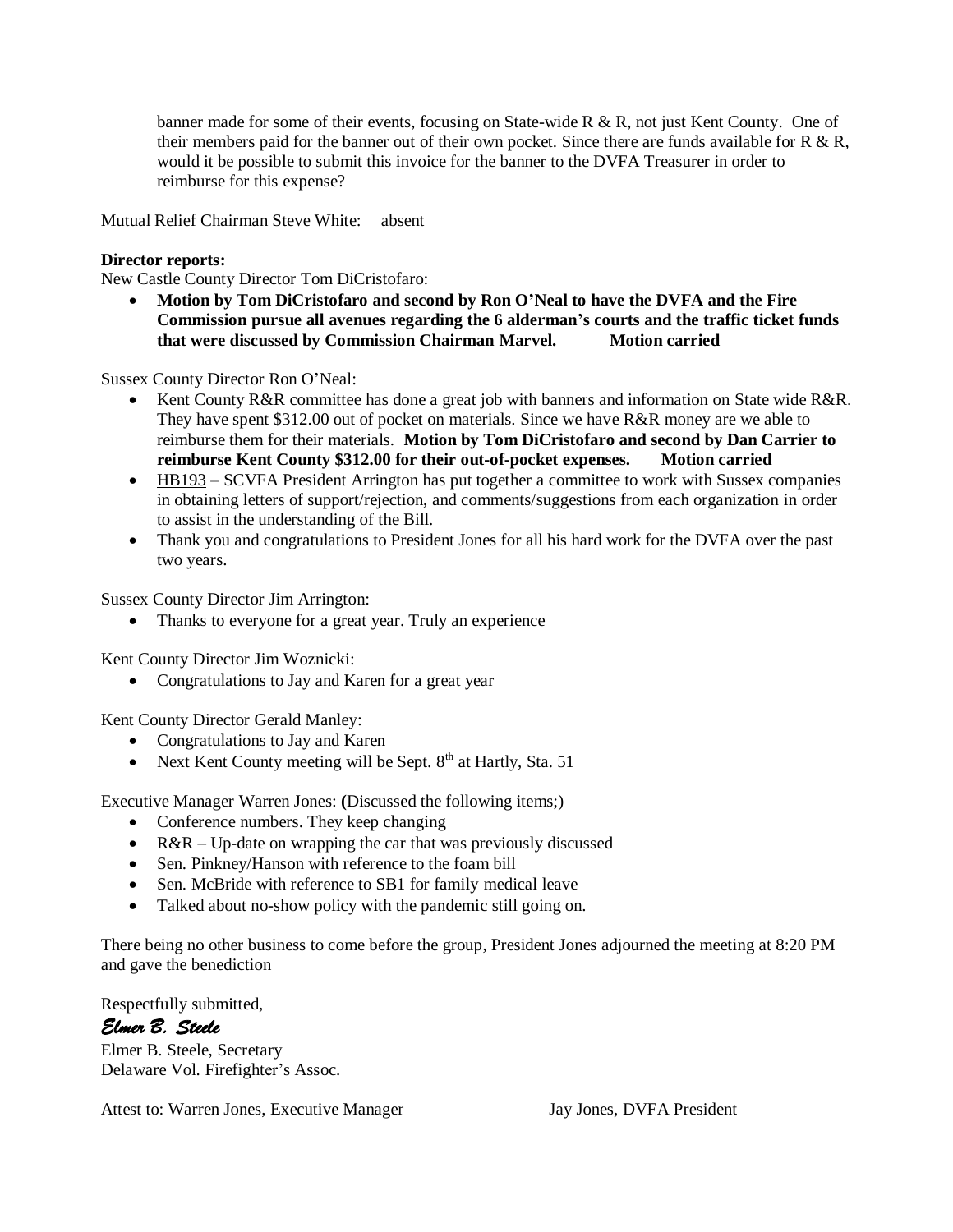banner made for some of their events, focusing on State-wide R & R, not just Kent County. One of their members paid for the banner out of their own pocket. Since there are funds available for R & R, would it be possible to submit this invoice for the banner to the DVFA Treasurer in order to reimburse for this expense?

Mutual Relief Chairman Steve White: absent

**Director reports:**

New Castle County Director Tom DiCristofaro:

- **Motion by Tom DiCristofaro and second by Ron O'Neal to have the DVFA and the Fire Commission pursue all avenues regarding the 6 alderman's courts and the traffic ticket funds that were discussed by Commission Chairman Marvel. Motion carried**

Sussex County Director Ron O'Neal:

- Kent County R&R committee has done a great job with banners and information on State wide R&R. They have spent $312.00 out of pocket on materials. Since we have R&R money are we able to reimburse them for their materials. **Motion by Tom DiCristofaro and second by Dan Carrier to reimburse Kent County $312.00 for their out-of-pocket expenses. Motion carried**
- HB193 – SCVFA President Arrington has put together a committee to work with Sussex companies in obtaining letters of support/rejection, and comments/suggestions from each organization in order to assist in the understanding of the Bill.
- Thank you and congratulations to President Jones for all his hard work for the DVFA over the past two years.

Sussex County Director Jim Arrington:

- Thanks to everyone for a great year. Truly an experience

Kent County Director Jim Woznicki:

- Congratulations to Jay and Karen for a great year

Kent County Director Gerald Manley:

- Congratulations to Jay and Karen
- Next Kent County meeting will be Sept. 8th at Hartly, Sta. 51

Executive Manager Warren Jones: **(**Discussed the following items;)

- Conference numbers. They keep changing
- R&R – Up-date on wrapping the car that was previously discussed
- Sen. Pinkney/Hanson with reference to the foam bill
- Sen. McBride with reference to SB1 for family medical leave
- Talked about no-show policy with the pandemic still going on.

There being no other business to come before the group, President Jones adjourned the meeting at 8:20 PM and gave the benediction

Respectfully submitted,

*Elmer B. Steele*

Elmer B. Steele, Secretary
Delaware Vol. Firefighter's Assoc.

Attest to: Warren Jones, Executive Manager Jay Jones, DVFA President